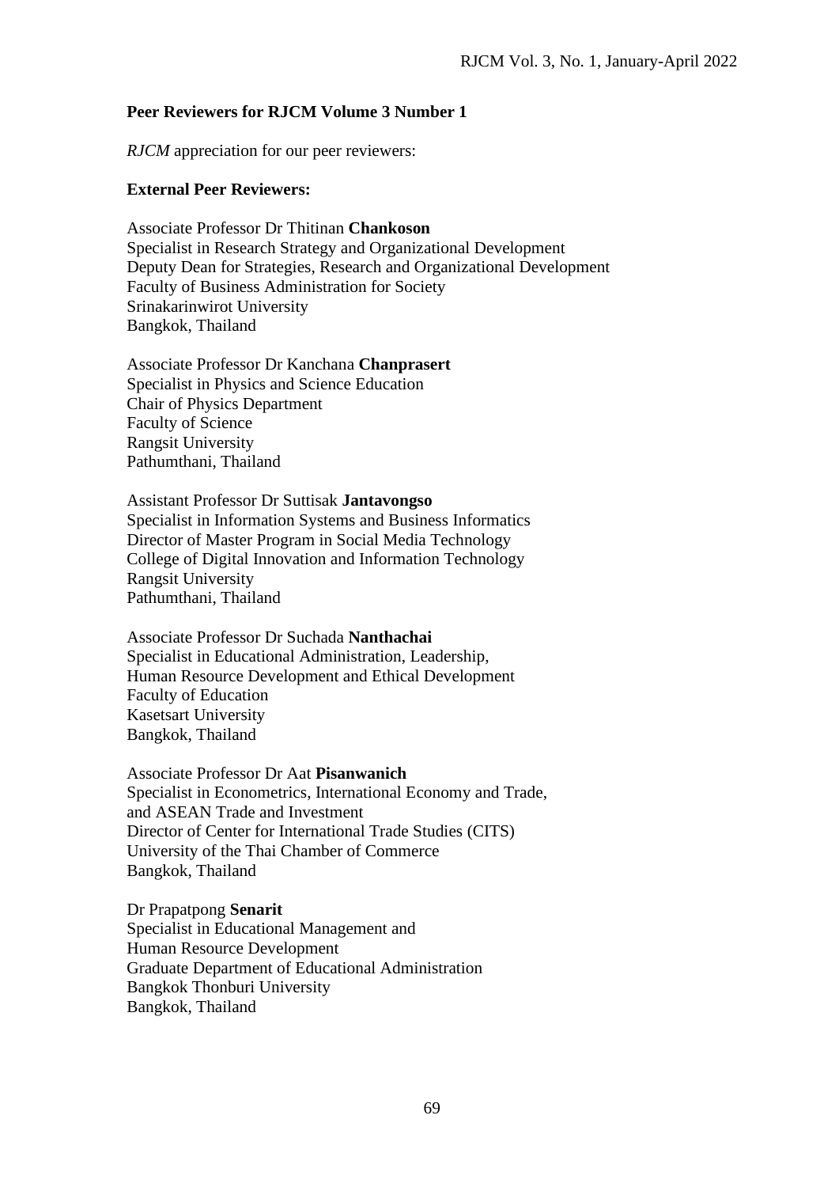## Peer Reviewers for RJCM Volume 3 Number 1

*RJCM* appreciation for our peer reviewers:

### External Peer Reviewers:

Associate Professor Dr Thitinan **Chankoson**
Specialist in Research Strategy and Organizational Development
Deputy Dean for Strategies, Research and Organizational Development
Faculty of Business Administration for Society
Srinakarinwirot University
Bangkok, Thailand

Associate Professor Dr Kanchana **Chanprasert**
Specialist in Physics and Science Education
Chair of Physics Department
Faculty of Science
Rangsit University
Pathumthani, Thailand

Assistant Professor Dr Suttisak **Jantavongso**
Specialist in Information Systems and Business Informatics
Director of Master Program in Social Media Technology
College of Digital Innovation and Information Technology
Rangsit University
Pathumthani, Thailand

Associate Professor Dr Suchada **Nanthachai**
Specialist in Educational Administration, Leadership,
Human Resource Development and Ethical Development
Faculty of Education
Kasetsart University
Bangkok, Thailand

Associate Professor Dr Aat **Pisanwanich**
Specialist in Econometrics, International Economy and Trade,
and ASEAN Trade and Investment
Director of Center for International Trade Studies (CITS)
University of the Thai Chamber of Commerce
Bangkok, Thailand

Dr Prapatpong **Senarit**
Specialist in Educational Management and
Human Resource Development
Graduate Department of Educational Administration
Bangkok Thonburi University
Bangkok, Thailand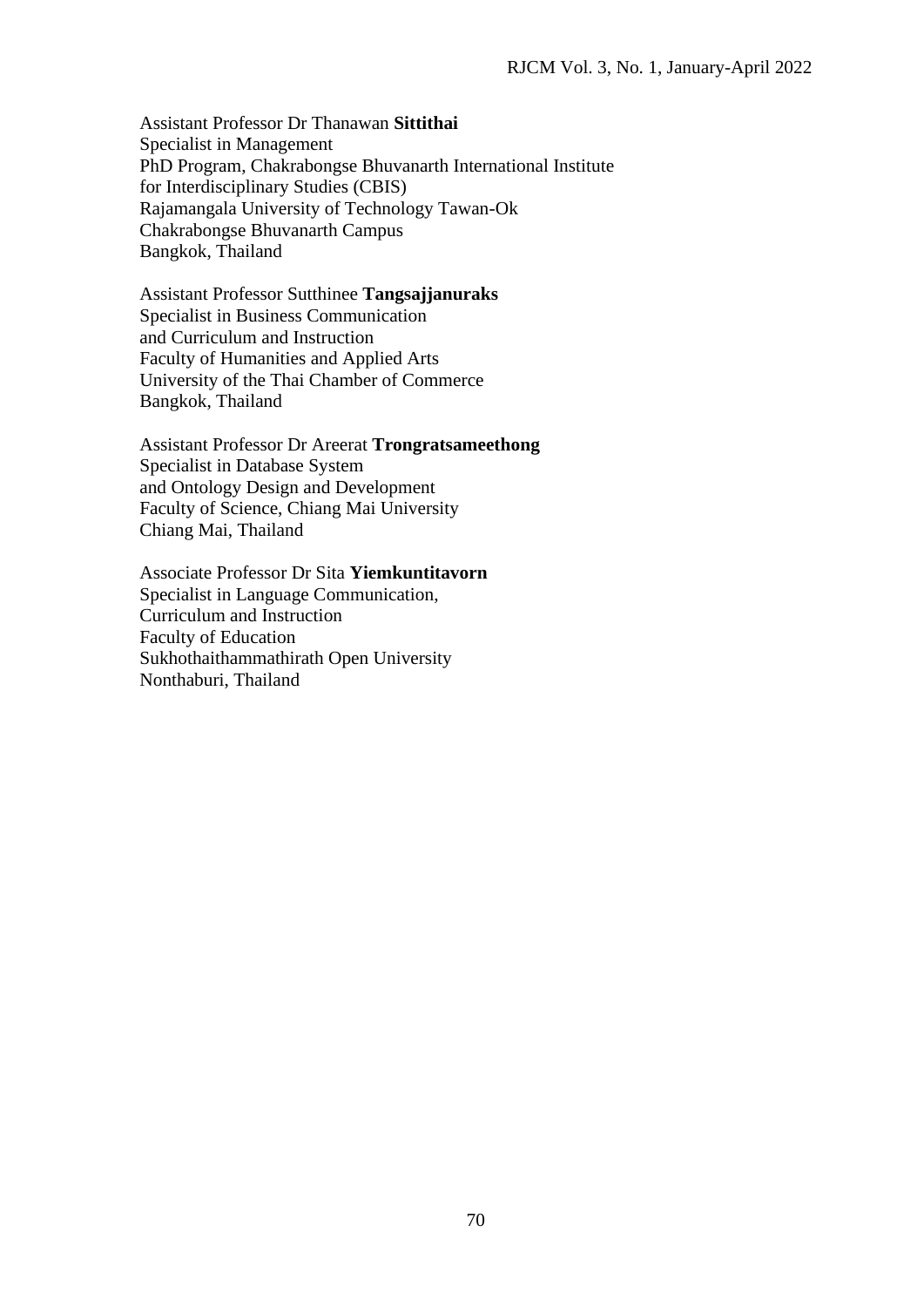Assistant Professor Dr Thanawan **Sittithai**
Specialist in Management
PhD Program, Chakrabongse Bhuvanarth International Institute
for Interdisciplinary Studies (CBIS)
Rajamangala University of Technology Tawan-Ok
Chakrabongse Bhuvanarth Campus
Bangkok, Thailand

Assistant Professor Sutthinee **Tangsajjanuraks**
Specialist in Business Communication
and Curriculum and Instruction
Faculty of Humanities and Applied Arts
University of the Thai Chamber of Commerce
Bangkok, Thailand

Assistant Professor Dr Areerat **Trongratsameethong**
Specialist in Database System
and Ontology Design and Development
Faculty of Science, Chiang Mai University
Chiang Mai, Thailand

Associate Professor Dr Sita **Yiemkuntitavorn**
Specialist in Language Communication,
Curriculum and Instruction
Faculty of Education
Sukhothaithammathirath Open University
Nonthaburi, Thailand